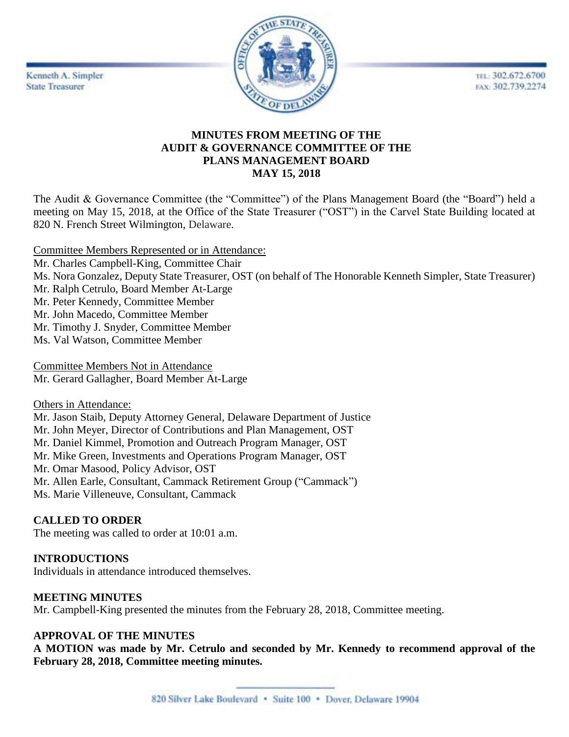Kenneth A. Simpler
State Treasurer

TEL: 302.672.6700
FAX: 302.739.2274

# MINUTES FROM MEETING OF THE AUDIT & GOVERNANCE COMMITTEE OF THE PLANS MANAGEMENT BOARD MAY 15, 2018

The Audit & Governance Committee (the "Committee") of the Plans Management Board (the "Board") held a meeting on May 15, 2018, at the Office of the State Treasurer ("OST") in the Carvel State Building located at 820 N. French Street Wilmington, Delaware.

Committee Members Represented or in Attendance:

Mr. Charles Campbell-King, Committee Chair
Ms. Nora Gonzalez, Deputy State Treasurer, OST (on behalf of The Honorable Kenneth Simpler, State Treasurer)
Mr. Ralph Cetrulo, Board Member At-Large
Mr. Peter Kennedy, Committee Member
Mr. John Macedo, Committee Member
Mr. Timothy J. Snyder, Committee Member
Ms. Val Watson, Committee Member

Committee Members Not in Attendance

Mr. Gerard Gallagher, Board Member At-Large

Others in Attendance:

Mr. Jason Staib, Deputy Attorney General, Delaware Department of Justice
Mr. John Meyer, Director of Contributions and Plan Management, OST
Mr. Daniel Kimmel, Promotion and Outreach Program Manager, OST
Mr. Mike Green, Investments and Operations Program Manager, OST
Mr. Omar Masood, Policy Advisor, OST
Mr. Allen Earle, Consultant, Cammack Retirement Group ("Cammack")
Ms. Marie Villeneuve, Consultant, Cammack

## CALLED TO ORDER

The meeting was called to order at 10:01 a.m.

## INTRODUCTIONS

Individuals in attendance introduced themselves.

## MEETING MINUTES

Mr. Campbell-King presented the minutes from the February 28, 2018, Committee meeting.

## APPROVAL OF THE MINUTES

**A MOTION was made by Mr. Cetrulo and seconded by Mr. Kennedy to recommend approval of the February 28, 2018, Committee meeting minutes.**

820 Silver Lake Boulevard • Suite 100 • Dover, Delaware 19904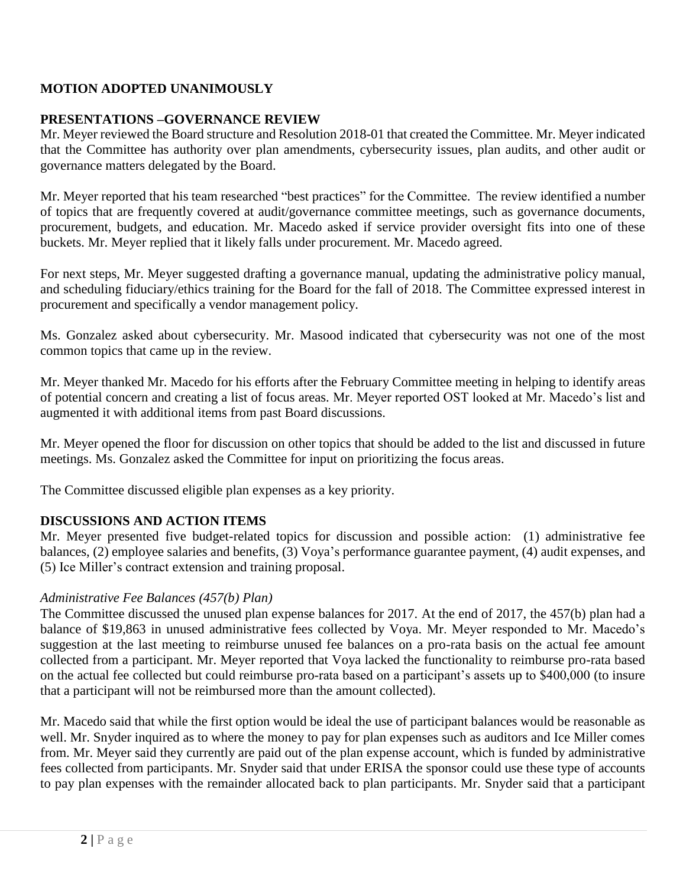**MOTION ADOPTED UNANIMOUSLY**

## PRESENTATIONS –GOVERNANCE REVIEW

Mr. Meyer reviewed the Board structure and Resolution 2018-01 that created the Committee. Mr. Meyer indicated that the Committee has authority over plan amendments, cybersecurity issues, plan audits, and other audit or governance matters delegated by the Board.

Mr. Meyer reported that his team researched "best practices" for the Committee. The review identified a number of topics that are frequently covered at audit/governance committee meetings, such as governance documents, procurement, budgets, and education. Mr. Macedo asked if service provider oversight fits into one of these buckets. Mr. Meyer replied that it likely falls under procurement. Mr. Macedo agreed.

For next steps, Mr. Meyer suggested drafting a governance manual, updating the administrative policy manual, and scheduling fiduciary/ethics training for the Board for the fall of 2018. The Committee expressed interest in procurement and specifically a vendor management policy.

Ms. Gonzalez asked about cybersecurity. Mr. Masood indicated that cybersecurity was not one of the most common topics that came up in the review.

Mr. Meyer thanked Mr. Macedo for his efforts after the February Committee meeting in helping to identify areas of potential concern and creating a list of focus areas. Mr. Meyer reported OST looked at Mr. Macedo's list and augmented it with additional items from past Board discussions.

Mr. Meyer opened the floor for discussion on other topics that should be added to the list and discussed in future meetings. Ms. Gonzalez asked the Committee for input on prioritizing the focus areas.

The Committee discussed eligible plan expenses as a key priority.

## DISCUSSIONS AND ACTION ITEMS

Mr. Meyer presented five budget-related topics for discussion and possible action: (1) administrative fee balances, (2) employee salaries and benefits, (3) Voya's performance guarantee payment, (4) audit expenses, and (5) Ice Miller's contract extension and training proposal.

### *Administrative Fee Balances (457(b) Plan)*

The Committee discussed the unused plan expense balances for 2017. At the end of 2017, the 457(b) plan had a balance of $19,863 in unused administrative fees collected by Voya. Mr. Meyer responded to Mr. Macedo's suggestion at the last meeting to reimburse unused fee balances on a pro-rata basis on the actual fee amount collected from a participant. Mr. Meyer reported that Voya lacked the functionality to reimburse pro-rata based on the actual fee collected but could reimburse pro-rata based on a participant's assets up to $400,000 (to insure that a participant will not be reimbursed more than the amount collected).

Mr. Macedo said that while the first option would be ideal the use of participant balances would be reasonable as well. Mr. Snyder inquired as to where the money to pay for plan expenses such as auditors and Ice Miller comes from. Mr. Meyer said they currently are paid out of the plan expense account, which is funded by administrative fees collected from participants. Mr. Snyder said that under ERISA the sponsor could use these type of accounts to pay plan expenses with the remainder allocated back to plan participants. Mr. Snyder said that a participant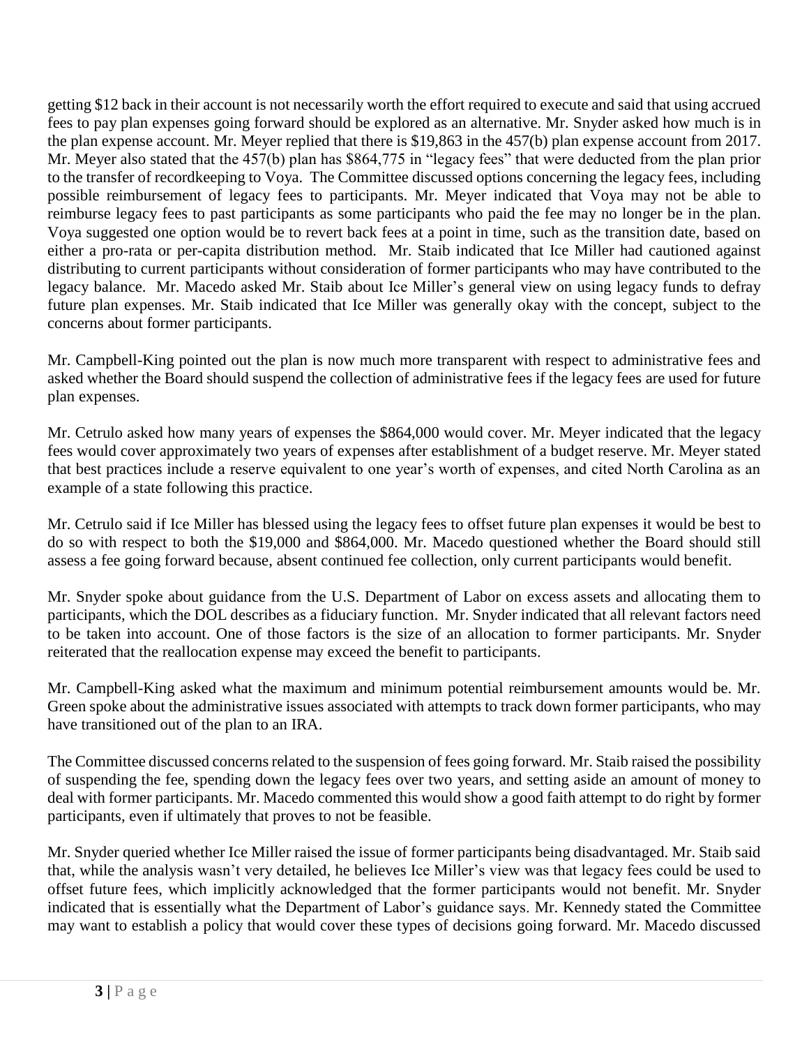getting $12 back in their account is not necessarily worth the effort required to execute and said that using accrued fees to pay plan expenses going forward should be explored as an alternative. Mr. Snyder asked how much is in the plan expense account. Mr. Meyer replied that there is $19,863 in the 457(b) plan expense account from 2017. Mr. Meyer also stated that the 457(b) plan has $864,775 in "legacy fees" that were deducted from the plan prior to the transfer of recordkeeping to Voya. The Committee discussed options concerning the legacy fees, including possible reimbursement of legacy fees to participants. Mr. Meyer indicated that Voya may not be able to reimburse legacy fees to past participants as some participants who paid the fee may no longer be in the plan. Voya suggested one option would be to revert back fees at a point in time, such as the transition date, based on either a pro-rata or per-capita distribution method. Mr. Staib indicated that Ice Miller had cautioned against distributing to current participants without consideration of former participants who may have contributed to the legacy balance. Mr. Macedo asked Mr. Staib about Ice Miller's general view on using legacy funds to defray future plan expenses. Mr. Staib indicated that Ice Miller was generally okay with the concept, subject to the concerns about former participants.

Mr. Campbell-King pointed out the plan is now much more transparent with respect to administrative fees and asked whether the Board should suspend the collection of administrative fees if the legacy fees are used for future plan expenses.

Mr. Cetrulo asked how many years of expenses the $864,000 would cover. Mr. Meyer indicated that the legacy fees would cover approximately two years of expenses after establishment of a budget reserve. Mr. Meyer stated that best practices include a reserve equivalent to one year's worth of expenses, and cited North Carolina as an example of a state following this practice.

Mr. Cetrulo said if Ice Miller has blessed using the legacy fees to offset future plan expenses it would be best to do so with respect to both the $19,000 and $864,000. Mr. Macedo questioned whether the Board should still assess a fee going forward because, absent continued fee collection, only current participants would benefit.

Mr. Snyder spoke about guidance from the U.S. Department of Labor on excess assets and allocating them to participants, which the DOL describes as a fiduciary function. Mr. Snyder indicated that all relevant factors need to be taken into account. One of those factors is the size of an allocation to former participants. Mr. Snyder reiterated that the reallocation expense may exceed the benefit to participants.

Mr. Campbell-King asked what the maximum and minimum potential reimbursement amounts would be. Mr. Green spoke about the administrative issues associated with attempts to track down former participants, who may have transitioned out of the plan to an IRA.

The Committee discussed concerns related to the suspension of fees going forward. Mr. Staib raised the possibility of suspending the fee, spending down the legacy fees over two years, and setting aside an amount of money to deal with former participants. Mr. Macedo commented this would show a good faith attempt to do right by former participants, even if ultimately that proves to not be feasible.

Mr. Snyder queried whether Ice Miller raised the issue of former participants being disadvantaged. Mr. Staib said that, while the analysis wasn't very detailed, he believes Ice Miller's view was that legacy fees could be used to offset future fees, which implicitly acknowledged that the former participants would not benefit. Mr. Snyder indicated that is essentially what the Department of Labor's guidance says. Mr. Kennedy stated the Committee may want to establish a policy that would cover these types of decisions going forward. Mr. Macedo discussed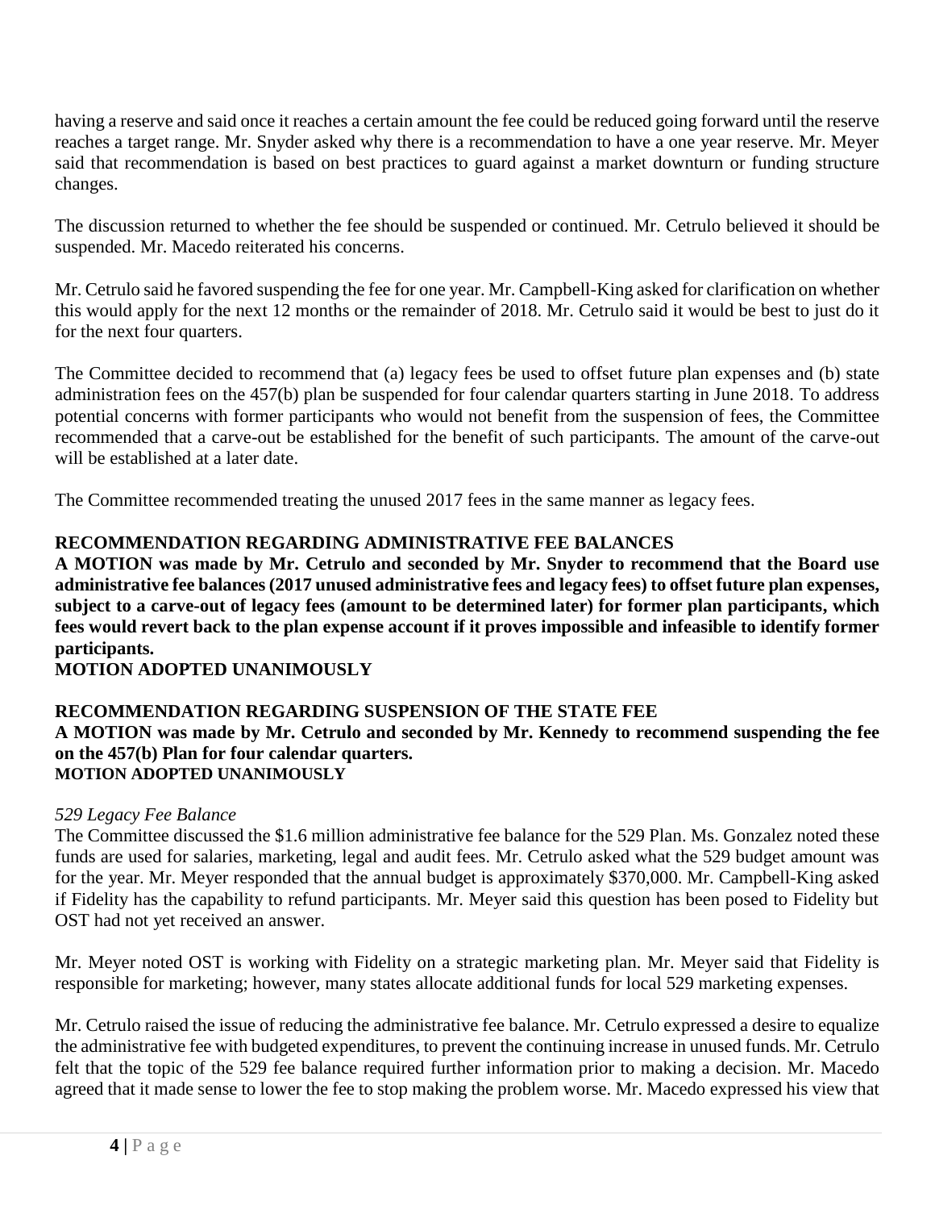having a reserve and said once it reaches a certain amount the fee could be reduced going forward until the reserve reaches a target range. Mr. Snyder asked why there is a recommendation to have a one year reserve. Mr. Meyer said that recommendation is based on best practices to guard against a market downturn or funding structure changes.

The discussion returned to whether the fee should be suspended or continued. Mr. Cetrulo believed it should be suspended. Mr. Macedo reiterated his concerns.

Mr. Cetrulo said he favored suspending the fee for one year. Mr. Campbell-King asked for clarification on whether this would apply for the next 12 months or the remainder of 2018. Mr. Cetrulo said it would be best to just do it for the next four quarters.

The Committee decided to recommend that (a) legacy fees be used to offset future plan expenses and (b) state administration fees on the 457(b) plan be suspended for four calendar quarters starting in June 2018. To address potential concerns with former participants who would not benefit from the suspension of fees, the Committee recommended that a carve-out be established for the benefit of such participants. The amount of the carve-out will be established at a later date.

The Committee recommended treating the unused 2017 fees in the same manner as legacy fees.

**RECOMMENDATION REGARDING ADMINISTRATIVE FEE BALANCES**
**A MOTION was made by Mr. Cetrulo and seconded by Mr. Snyder to recommend that the Board use administrative fee balances (2017 unused administrative fees and legacy fees) to offset future plan expenses, subject to a carve-out of legacy fees (amount to be determined later) for former plan participants, which fees would revert back to the plan expense account if it proves impossible and infeasible to identify former participants.**
**MOTION ADOPTED UNANIMOUSLY**

**RECOMMENDATION REGARDING SUSPENSION OF THE STATE FEE**
**A MOTION was made by Mr. Cetrulo and seconded by Mr. Kennedy to recommend suspending the fee on the 457(b) Plan for four calendar quarters.**
**MOTION ADOPTED UNANIMOUSLY**

*529 Legacy Fee Balance*
The Committee discussed the $1.6 million administrative fee balance for the 529 Plan. Ms. Gonzalez noted these funds are used for salaries, marketing, legal and audit fees. Mr. Cetrulo asked what the 529 budget amount was for the year. Mr. Meyer responded that the annual budget is approximately $370,000. Mr. Campbell-King asked if Fidelity has the capability to refund participants. Mr. Meyer said this question has been posed to Fidelity but OST had not yet received an answer.

Mr. Meyer noted OST is working with Fidelity on a strategic marketing plan. Mr. Meyer said that Fidelity is responsible for marketing; however, many states allocate additional funds for local 529 marketing expenses.

Mr. Cetrulo raised the issue of reducing the administrative fee balance. Mr. Cetrulo expressed a desire to equalize the administrative fee with budgeted expenditures, to prevent the continuing increase in unused funds. Mr. Cetrulo felt that the topic of the 529 fee balance required further information prior to making a decision. Mr. Macedo agreed that it made sense to lower the fee to stop making the problem worse. Mr. Macedo expressed his view that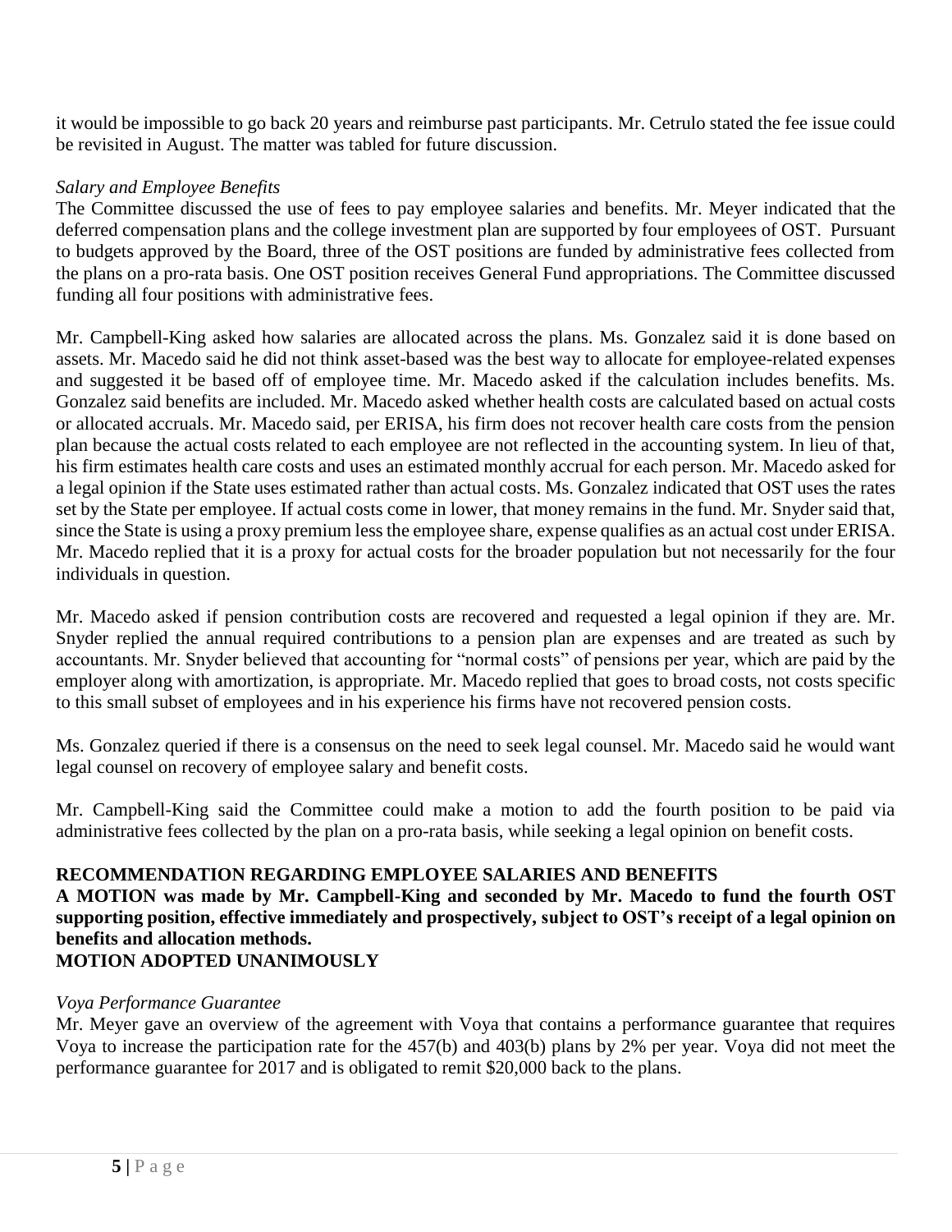it would be impossible to go back 20 years and reimburse past participants. Mr. Cetrulo stated the fee issue could be revisited in August. The matter was tabled for future discussion.

*Salary and Employee Benefits*

The Committee discussed the use of fees to pay employee salaries and benefits. Mr. Meyer indicated that the deferred compensation plans and the college investment plan are supported by four employees of OST. Pursuant to budgets approved by the Board, three of the OST positions are funded by administrative fees collected from the plans on a pro-rata basis. One OST position receives General Fund appropriations. The Committee discussed funding all four positions with administrative fees.

Mr. Campbell-King asked how salaries are allocated across the plans. Ms. Gonzalez said it is done based on assets. Mr. Macedo said he did not think asset-based was the best way to allocate for employee-related expenses and suggested it be based off of employee time. Mr. Macedo asked if the calculation includes benefits. Ms. Gonzalez said benefits are included. Mr. Macedo asked whether health costs are calculated based on actual costs or allocated accruals. Mr. Macedo said, per ERISA, his firm does not recover health care costs from the pension plan because the actual costs related to each employee are not reflected in the accounting system. In lieu of that, his firm estimates health care costs and uses an estimated monthly accrual for each person. Mr. Macedo asked for a legal opinion if the State uses estimated rather than actual costs. Ms. Gonzalez indicated that OST uses the rates set by the State per employee. If actual costs come in lower, that money remains in the fund. Mr. Snyder said that, since the State is using a proxy premium less the employee share, expense qualifies as an actual cost under ERISA. Mr. Macedo replied that it is a proxy for actual costs for the broader population but not necessarily for the four individuals in question.

Mr. Macedo asked if pension contribution costs are recovered and requested a legal opinion if they are. Mr. Snyder replied the annual required contributions to a pension plan are expenses and are treated as such by accountants. Mr. Snyder believed that accounting for "normal costs" of pensions per year, which are paid by the employer along with amortization, is appropriate. Mr. Macedo replied that goes to broad costs, not costs specific to this small subset of employees and in his experience his firms have not recovered pension costs.

Ms. Gonzalez queried if there is a consensus on the need to seek legal counsel. Mr. Macedo said he would want legal counsel on recovery of employee salary and benefit costs.

Mr. Campbell-King said the Committee could make a motion to add the fourth position to be paid via administrative fees collected by the plan on a pro-rata basis, while seeking a legal opinion on benefit costs.

**RECOMMENDATION REGARDING EMPLOYEE SALARIES AND BENEFITS**

**A MOTION was made by Mr. Campbell-King and seconded by Mr. Macedo to fund the fourth OST supporting position, effective immediately and prospectively, subject to OST's receipt of a legal opinion on benefits and allocation methods.**

**MOTION ADOPTED UNANIMOUSLY**

*Voya Performance Guarantee*

Mr. Meyer gave an overview of the agreement with Voya that contains a performance guarantee that requires Voya to increase the participation rate for the 457(b) and 403(b) plans by 2% per year. Voya did not meet the performance guarantee for 2017 and is obligated to remit $20,000 back to the plans.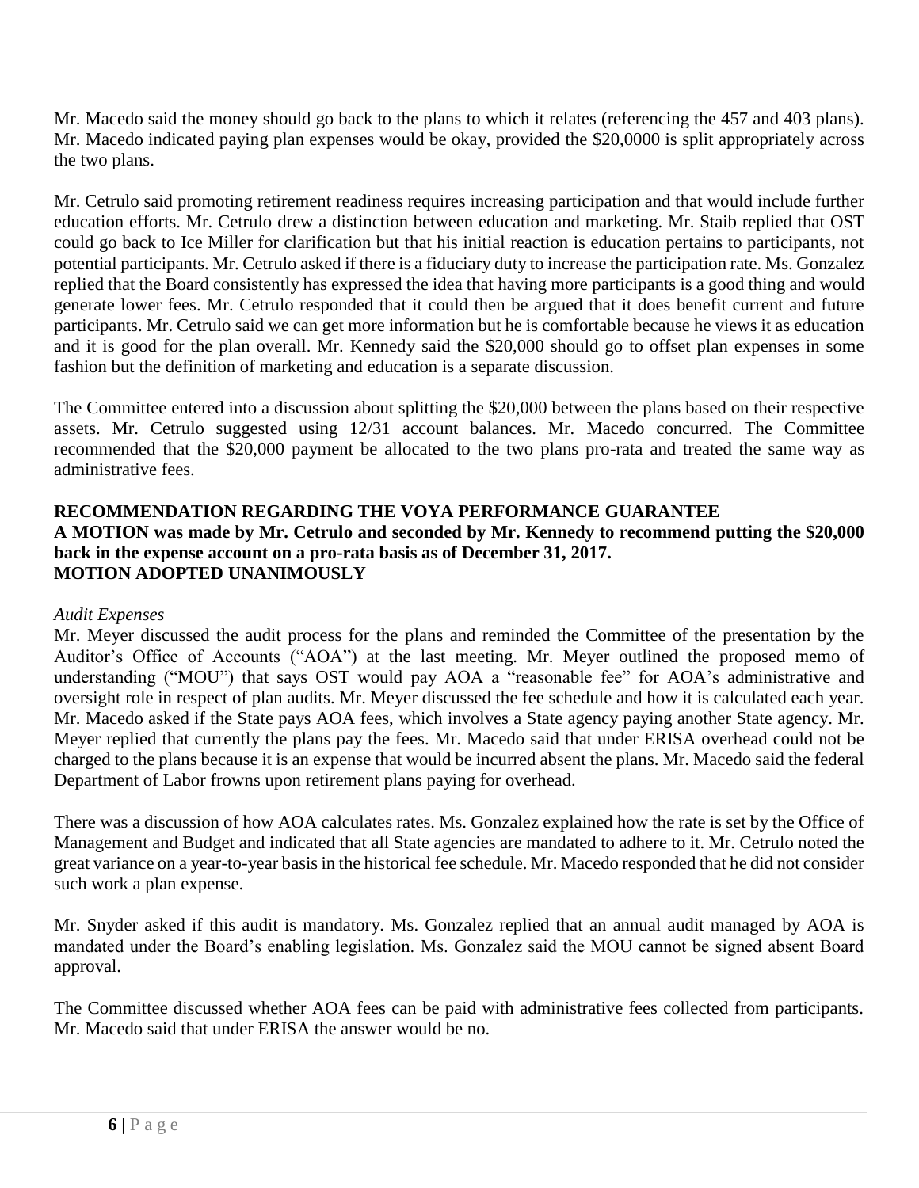Mr. Macedo said the money should go back to the plans to which it relates (referencing the 457 and 403 plans). Mr. Macedo indicated paying plan expenses would be okay, provided the $20,0000 is split appropriately across the two plans.

Mr. Cetrulo said promoting retirement readiness requires increasing participation and that would include further education efforts. Mr. Cetrulo drew a distinction between education and marketing. Mr. Staib replied that OST could go back to Ice Miller for clarification but that his initial reaction is education pertains to participants, not potential participants. Mr. Cetrulo asked if there is a fiduciary duty to increase the participation rate. Ms. Gonzalez replied that the Board consistently has expressed the idea that having more participants is a good thing and would generate lower fees. Mr. Cetrulo responded that it could then be argued that it does benefit current and future participants. Mr. Cetrulo said we can get more information but he is comfortable because he views it as education and it is good for the plan overall. Mr. Kennedy said the $20,000 should go to offset plan expenses in some fashion but the definition of marketing and education is a separate discussion.

The Committee entered into a discussion about splitting the $20,000 between the plans based on their respective assets. Mr. Cetrulo suggested using 12/31 account balances. Mr. Macedo concurred. The Committee recommended that the $20,000 payment be allocated to the two plans pro-rata and treated the same way as administrative fees.

**RECOMMENDATION REGARDING THE VOYA PERFORMANCE GUARANTEE**
**A MOTION was made by Mr. Cetrulo and seconded by Mr. Kennedy to recommend putting the $20,000 back in the expense account on a pro-rata basis as of December 31, 2017.**
**MOTION ADOPTED UNANIMOUSLY**

*Audit Expenses*
Mr. Meyer discussed the audit process for the plans and reminded the Committee of the presentation by the Auditor's Office of Accounts ("AOA") at the last meeting. Mr. Meyer outlined the proposed memo of understanding ("MOU") that says OST would pay AOA a "reasonable fee" for AOA's administrative and oversight role in respect of plan audits. Mr. Meyer discussed the fee schedule and how it is calculated each year. Mr. Macedo asked if the State pays AOA fees, which involves a State agency paying another State agency. Mr. Meyer replied that currently the plans pay the fees. Mr. Macedo said that under ERISA overhead could not be charged to the plans because it is an expense that would be incurred absent the plans. Mr. Macedo said the federal Department of Labor frowns upon retirement plans paying for overhead.

There was a discussion of how AOA calculates rates. Ms. Gonzalez explained how the rate is set by the Office of Management and Budget and indicated that all State agencies are mandated to adhere to it. Mr. Cetrulo noted the great variance on a year-to-year basis in the historical fee schedule. Mr. Macedo responded that he did not consider such work a plan expense.

Mr. Snyder asked if this audit is mandatory. Ms. Gonzalez replied that an annual audit managed by AOA is mandated under the Board's enabling legislation. Ms. Gonzalez said the MOU cannot be signed absent Board approval.

The Committee discussed whether AOA fees can be paid with administrative fees collected from participants. Mr. Macedo said that under ERISA the answer would be no.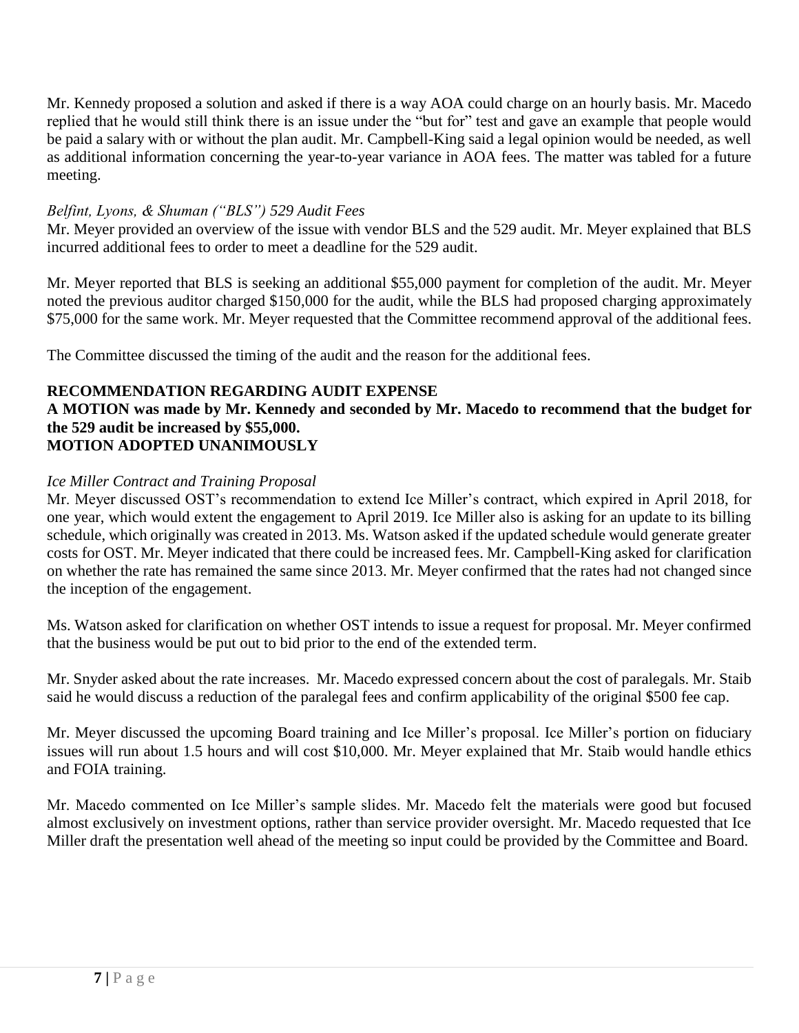Mr. Kennedy proposed a solution and asked if there is a way AOA could charge on an hourly basis. Mr. Macedo replied that he would still think there is an issue under the "but for" test and gave an example that people would be paid a salary with or without the plan audit. Mr. Campbell-King said a legal opinion would be needed, as well as additional information concerning the year-to-year variance in AOA fees. The matter was tabled for a future meeting.

*Belfint, Lyons, & Shuman ("BLS") 529 Audit Fees*

Mr. Meyer provided an overview of the issue with vendor BLS and the 529 audit. Mr. Meyer explained that BLS incurred additional fees to order to meet a deadline for the 529 audit.

Mr. Meyer reported that BLS is seeking an additional $55,000 payment for completion of the audit. Mr. Meyer noted the previous auditor charged $150,000 for the audit, while the BLS had proposed charging approximately $75,000 for the same work. Mr. Meyer requested that the Committee recommend approval of the additional fees.

The Committee discussed the timing of the audit and the reason for the additional fees.

**RECOMMENDATION REGARDING AUDIT EXPENSE**

**A MOTION was made by Mr. Kennedy and seconded by Mr. Macedo to recommend that the budget for the 529 audit be increased by $55,000.**

**MOTION ADOPTED UNANIMOUSLY**

*Ice Miller Contract and Training Proposal*

Mr. Meyer discussed OST's recommendation to extend Ice Miller's contract, which expired in April 2018, for one year, which would extent the engagement to April 2019. Ice Miller also is asking for an update to its billing schedule, which originally was created in 2013. Ms. Watson asked if the updated schedule would generate greater costs for OST. Mr. Meyer indicated that there could be increased fees. Mr. Campbell-King asked for clarification on whether the rate has remained the same since 2013. Mr. Meyer confirmed that the rates had not changed since the inception of the engagement.

Ms. Watson asked for clarification on whether OST intends to issue a request for proposal. Mr. Meyer confirmed that the business would be put out to bid prior to the end of the extended term.

Mr. Snyder asked about the rate increases. Mr. Macedo expressed concern about the cost of paralegals. Mr. Staib said he would discuss a reduction of the paralegal fees and confirm applicability of the original $500 fee cap.

Mr. Meyer discussed the upcoming Board training and Ice Miller's proposal. Ice Miller's portion on fiduciary issues will run about 1.5 hours and will cost $10,000. Mr. Meyer explained that Mr. Staib would handle ethics and FOIA training.

Mr. Macedo commented on Ice Miller's sample slides. Mr. Macedo felt the materials were good but focused almost exclusively on investment options, rather than service provider oversight. Mr. Macedo requested that Ice Miller draft the presentation well ahead of the meeting so input could be provided by the Committee and Board.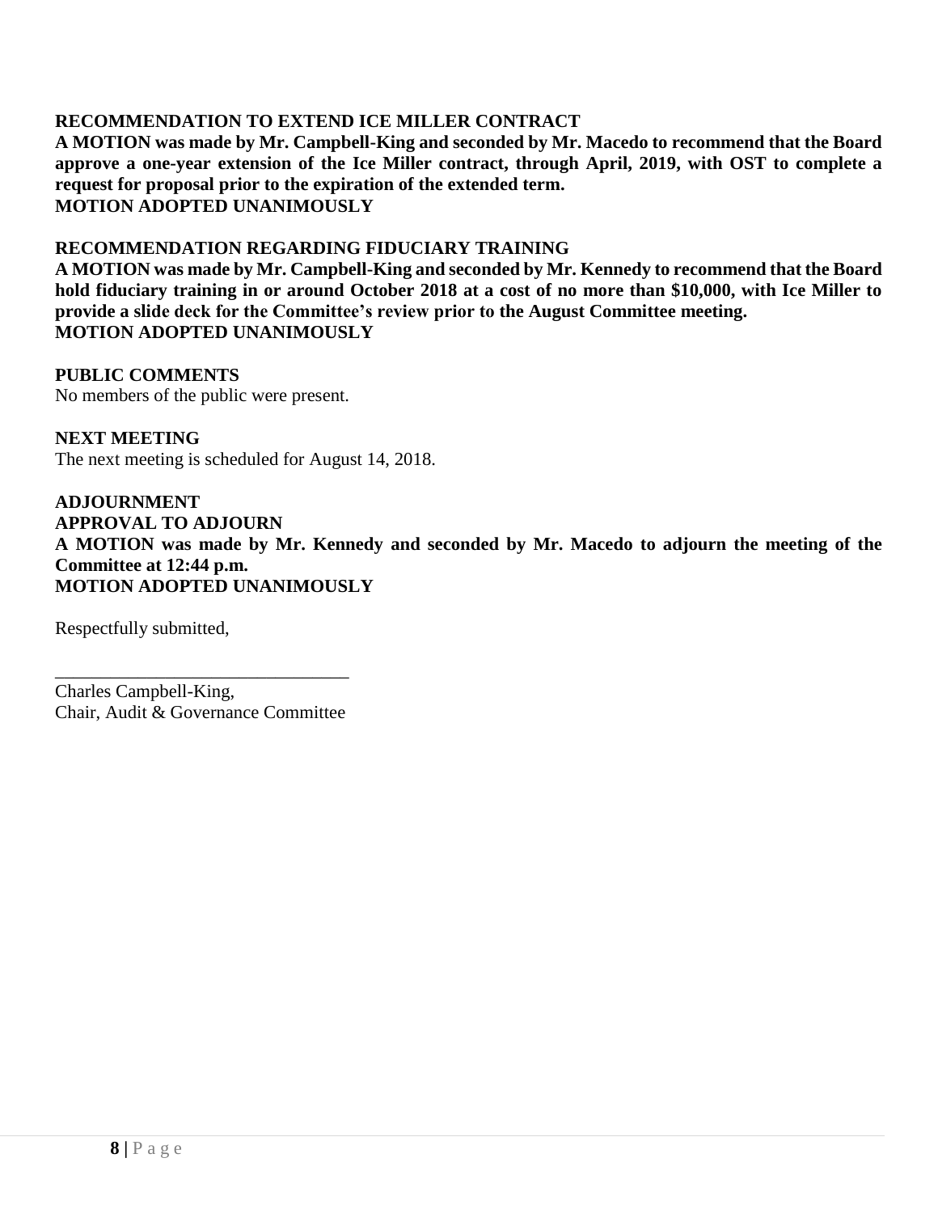**RECOMMENDATION TO EXTEND ICE MILLER CONTRACT**

**A MOTION was made by Mr. Campbell-King and seconded by Mr. Macedo to recommend that the Board approve a one-year extension of the Ice Miller contract, through April, 2019, with OST to complete a request for proposal prior to the expiration of the extended term.**

**MOTION ADOPTED UNANIMOUSLY**

**RECOMMENDATION REGARDING FIDUCIARY TRAINING**

**A MOTION was made by Mr. Campbell-King and seconded by Mr. Kennedy to recommend that the Board hold fiduciary training in or around October 2018 at a cost of no more than $10,000, with Ice Miller to provide a slide deck for the Committee's review prior to the August Committee meeting.**

**MOTION ADOPTED UNANIMOUSLY**

**PUBLIC COMMENTS**

No members of the public were present.

**NEXT MEETING**

The next meeting is scheduled for August 14, 2018.

**ADJOURNMENT**

**APPROVAL TO ADJOURN**

**A MOTION was made by Mr. Kennedy and seconded by Mr. Macedo to adjourn the meeting of the Committee at 12:44 p.m.**

**MOTION ADOPTED UNANIMOUSLY**

Respectfully submitted,

\_\_\_\_\_\_\_\_\_\_\_\_\_\_\_\_\_\_\_\_\_\_\_\_\_\_\_\_\_\_\_\_

Charles Campbell-King,
Chair, Audit & Governance Committee